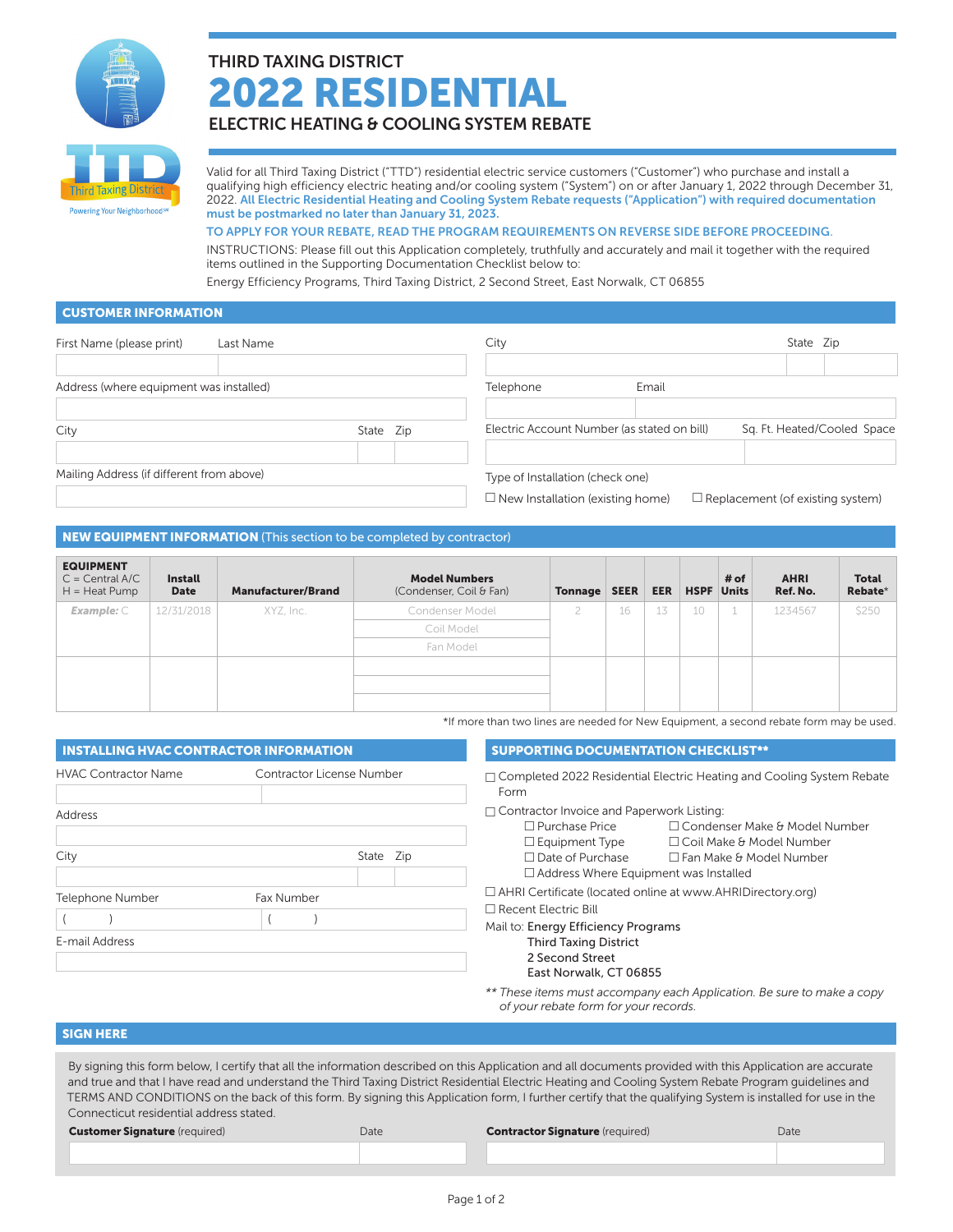THIRD TAXING DISTRICT

# 2022 RESIDENTIAL

## ELECTRIC HEATING & COOLING SYSTEM REBATE

Third Taxing District

Powering Your Neighborhood℠

Valid for all Third Taxing District ("TTD") residential electric service customers ("Customer") who purchase and install a qualifying high efficiency electric heating and/or cooling system ("System") on or after January 1, 2022 through December 31, 2022. **All Electric Residential Heating and Cooling System Rebate requests ("Application") with required documentation must be postmarked no later than January 31, 2023.**

**TO APPLY FOR YOUR REBATE, READ THE PROGRAM REQUIREMENTS ON REVERSE SIDE BEFORE PROCEEDING.**

INSTRUCTIONS: Please fill out this Application completely, truthfully and accurately and mail it together with the required items outlined in the Supporting Documentation Checklist below to:

Energy Efficiency Programs, Third Taxing District, 2 Second Street, East Norwalk, CT 06855

## CUSTOMER INFORMATION

First Name (please print) ______ Last Name ______

Address (where equipment was installed) ______

City ______ State ______ Zip ______

Mailing Address (if different from above) ______

City ______ State ______ Zip ______

Telephone ______ Email ______

Electric Account Number (as stated on bill) ______ Sq. Ft. Heated/Cooled Space ______

Type of Installation (check one)

☐ New Installation (existing home) ☐ Replacement (of existing system)

## NEW EQUIPMENT INFORMATION (This section to be completed by contractor)

| EQUIPMENT C = Central A/C H = Heat Pump | Install Date | Manufacturer/Brand | Model Numbers (Condenser, Coil & Fan) | Tonnage | SEER | EER | HSPF | # of Units | AHRI Ref. No. | Total Rebate* |
|---|---|---|---|---|---|---|---|---|---|---|
| *Example:* C | 12/31/2018 | XYZ, Inc. | Condenser Model | 2 | 16 | 13 | 10 | 1 | 1234567 | $250 |
| | | | Coil Model | | | | | | | |
| | | | Fan Model | | | | | | | |
| | | | | | | | | | | |
| | | | | | | | | | | |
| | | | | | | | | | | |

*If more than two lines are needed for New Equipment, a second rebate form may be used.

## INSTALLING HVAC CONTRACTOR INFORMATION

HVAC Contractor Name ______ Contractor License Number ______

Address ______

City ______ State ______ Zip ______

Telephone Number ( ) ______ Fax Number ( ) ______

E-mail Address ______

## SUPPORTING DOCUMENTATION CHECKLIST**

- ☐ Completed 2022 Residential Electric Heating and Cooling System Rebate Form
- ☐ Contractor Invoice and Paperwork Listing:
  - ☐ Purchase Price
  - ☐ Equipment Type
  - ☐ Date of Purchase
  - ☐ Address Where Equipment was Installed
  - ☐ Condenser Make & Model Number
  - ☐ Coil Make & Model Number
  - ☐ Fan Make & Model Number
- ☐ AHRI Certificate (located online at www.AHRIDirectory.org)
- ☐ Recent Electric Bill

Mail to: Energy Efficiency Programs
Third Taxing District
2 Second Street
East Norwalk, CT 06855

*** These items must accompany each Application. Be sure to make a copy of your rebate form for your records.*

## SIGN HERE

By signing this form below, I certify that all the information described on this Application and all documents provided with this Application are accurate and true and that I have read and understand the Third Taxing District Residential Electric Heating and Cooling System Rebate Program guidelines and TERMS AND CONDITIONS on the back of this form. By signing this Application form, I further certify that the qualifying System is installed for use in the Connecticut residential address stated.

**Customer Signature** (required) ______ Date ______

**Contractor Signature** (required) ______ Date ______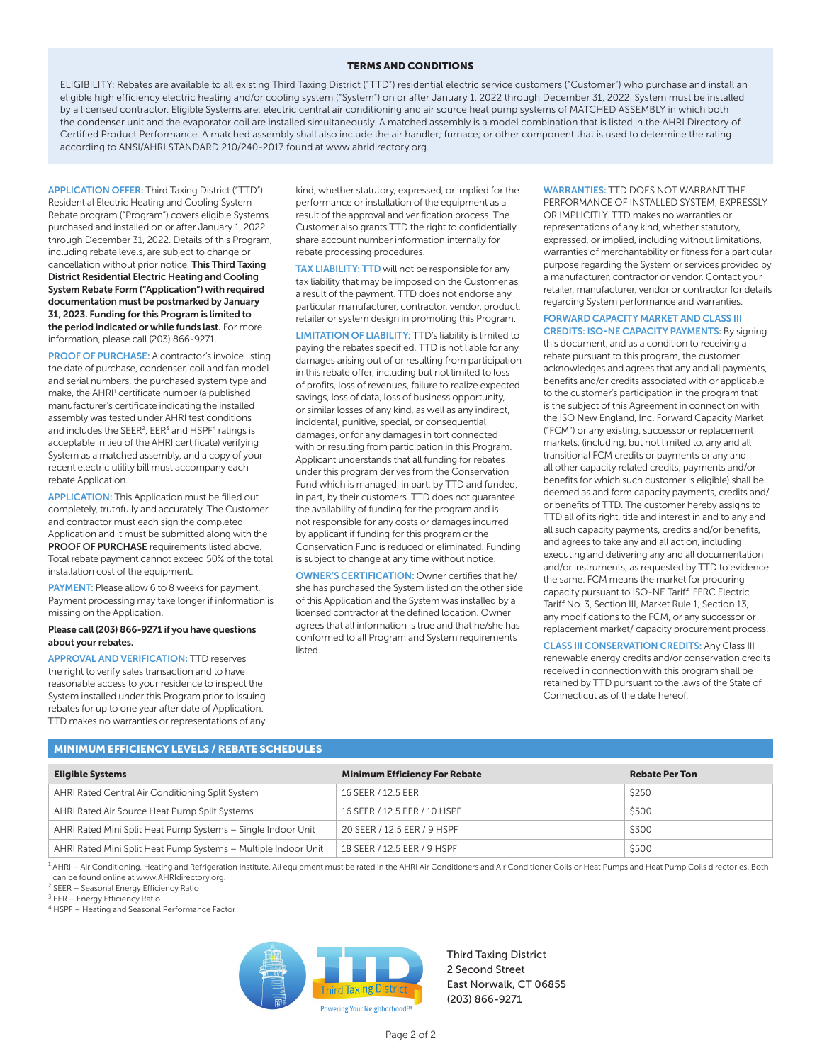## TERMS AND CONDITIONS

ELIGIBILITY: Rebates are available to all existing Third Taxing District ("TTD") residential electric service customers ("Customer") who purchase and install an eligible high efficiency electric heating and/or cooling system ("System") on or after January 1, 2022 through December 31, 2022. System must be installed by a licensed contractor. Eligible Systems are: electric central air conditioning and air source heat pump systems of MATCHED ASSEMBLY in which both the condenser unit and the evaporator coil are installed simultaneously. A matched assembly is a model combination that is listed in the AHRI Directory of Certified Product Performance. A matched assembly shall also include the air handler; furnace; or other component that is used to determine the rating according to ANSI/AHRI STANDARD 210/240-2017 found at www.ahridirectory.org.

**APPLICATION OFFER:** Third Taxing District ("TTD") Residential Electric Heating and Cooling System Rebate program ("Program") covers eligible Systems purchased and installed on or after January 1, 2022 through December 31, 2022. Details of this Program, including rebate levels, are subject to change or cancellation without prior notice. **This Third Taxing District Residential Electric Heating and Cooling System Rebate Form ("Application") with required documentation must be postmarked by January 31, 2023. Funding for this Program is limited to the period indicated or while funds last.** For more information, please call (203) 866-9271.

**PROOF OF PURCHASE:** A contractor's invoice listing the date of purchase, condenser, coil and fan model and serial numbers, the purchased system type and make, the AHRI[1] certificate number (a published manufacturer's certificate indicating the installed assembly was tested under AHRI test conditions and includes the SEER[2], EER[3] and HSPF[4] ratings is acceptable in lieu of the AHRI certificate) verifying System as a matched assembly, and a copy of your recent electric utility bill must accompany each rebate Application.

**APPLICATION:** This Application must be filled out completely, truthfully and accurately. The Customer and contractor must each sign the completed Application and it must be submitted along with the **PROOF OF PURCHASE** requirements listed above. Total rebate payment cannot exceed 50% of the total installation cost of the equipment.

**PAYMENT:** Please allow 6 to 8 weeks for payment. Payment processing may take longer if information is missing on the Application.

**Please call (203) 866-9271 if you have questions about your rebates.**

**APPROVAL AND VERIFICATION:** TTD reserves the right to verify sales transaction and to have reasonable access to your residence to inspect the System installed under this Program prior to issuing rebates for up to one year after date of Application. TTD makes no warranties or representations of any kind, whether statutory, expressed, or implied for the performance or installation of the equipment as a result of the approval and verification process. The Customer also grants TTD the right to confidentially share account number information internally for rebate processing procedures.

**TAX LIABILITY:** TTD will not be responsible for any tax liability that may be imposed on the Customer as a result of the payment. TTD does not endorse any particular manufacturer, contractor, vendor, product, retailer or system design in promoting this Program.

**LIMITATION OF LIABILITY:** TTD's liability is limited to paying the rebates specified. TTD is not liable for any damages arising out of or resulting from participation in this rebate offer, including but not limited to loss of profits, loss of revenues, failure to realize expected savings, loss of data, loss of business opportunity, or similar losses of any kind, as well as any indirect, incidental, punitive, special, or consequential damages, or for any damages in tort connected with or resulting from participation in this Program. Applicant understands that all funding for rebates under this program derives from the Conservation Fund which is managed, in part, by TTD and funded, in part, by their customers. TTD does not guarantee the availability of funding for the program and is not responsible for any costs or damages incurred by applicant if funding for this program or the Conservation Fund is reduced or eliminated. Funding is subject to change at any time without notice.

**OWNER'S CERTIFICATION:** Owner certifies that he/she has purchased the System listed on the other side of this Application and the System was installed by a licensed contractor at the defined location. Owner agrees that all information is true and that he/she has conformed to all Program and System requirements listed.

**WARRANTIES:** TTD DOES NOT WARRANT THE PERFORMANCE OF INSTALLED SYSTEM, EXPRESSLY OR IMPLICITLY. TTD makes no warranties or representations of any kind, whether statutory, expressed, or implied, including without limitations, warranties of merchantability or fitness for a particular purpose regarding the System or services provided by a manufacturer, contractor or vendor. Contact your retailer, manufacturer, vendor or contractor for details regarding System performance and warranties.

**FORWARD CAPACITY MARKET AND CLASS III CREDITS: ISO-NE CAPACITY PAYMENTS:** By signing this document, and as a condition to receiving a rebate pursuant to this program, the customer acknowledges and agrees that any and all payments, benefits and/or credits associated with or applicable to the customer's participation in the program that is the subject of this Agreement in connection with the ISO New England, Inc. Forward Capacity Market ("FCM") or any existing, successor or replacement markets, (including, but not limited to, any and all transitional FCM credits or payments or any and all other capacity related credits, payments and/or benefits for which such customer is eligible) shall be deemed as and form capacity payments, credits and/or benefits of TTD. The customer hereby assigns to TTD all of its right, title and interest in and to any and all such capacity payments, credits and/or benefits, and agrees to take any and all action, including executing and delivering any and all documentation and/or instruments, as requested by TTD to evidence the same. FCM means the market for procuring capacity pursuant to ISO-NE Tariff, FERC Electric Tariff No. 3, Section III, Market Rule 1, Section 13, any modifications to the FCM, or any successor or replacement market/ capacity procurement process.

**CLASS III CONSERVATION CREDITS:** Any Class III renewable energy credits and/or conservation credits received in connection with this program shall be retained by TTD pursuant to the laws of the State of Connecticut as of the date hereof.

## MINIMUM EFFICIENCY LEVELS / REBATE SCHEDULES

| Eligible Systems | Minimum Efficiency For Rebate | Rebate Per Ton |
|---|---|---|
| AHRI Rated Central Air Conditioning Split System | 16 SEER / 12.5 EER | $250 |
| AHRI Rated Air Source Heat Pump Split Systems | 16 SEER / 12.5 EER / 10 HSPF | $500 |
| AHRI Rated Mini Split Heat Pump Systems – Single Indoor Unit | 20 SEER / 12.5 EER / 9 HSPF | $300 |
| AHRI Rated Mini Split Heat Pump Systems – Multiple Indoor Unit | 18 SEER / 12.5 EER / 9 HSPF | $500 |

[1] AHRI – Air Conditioning, Heating and Refrigeration Institute. All equipment must be rated in the AHRI Air Conditioners and Air Conditioner Coils or Heat Pumps and Heat Pump Coils directories. Both can be found online at www.AHRIdirectory.org.

[2] SEER – Seasonal Energy Efficiency Ratio

[3] EER – Energy Efficiency Ratio

[4] HSPF – Heating and Seasonal Performance Factor

Third Taxing District
Powering Your Neighborhood℠

Third Taxing District
2 Second Street
East Norwalk, CT 06855
(203) 866-9271